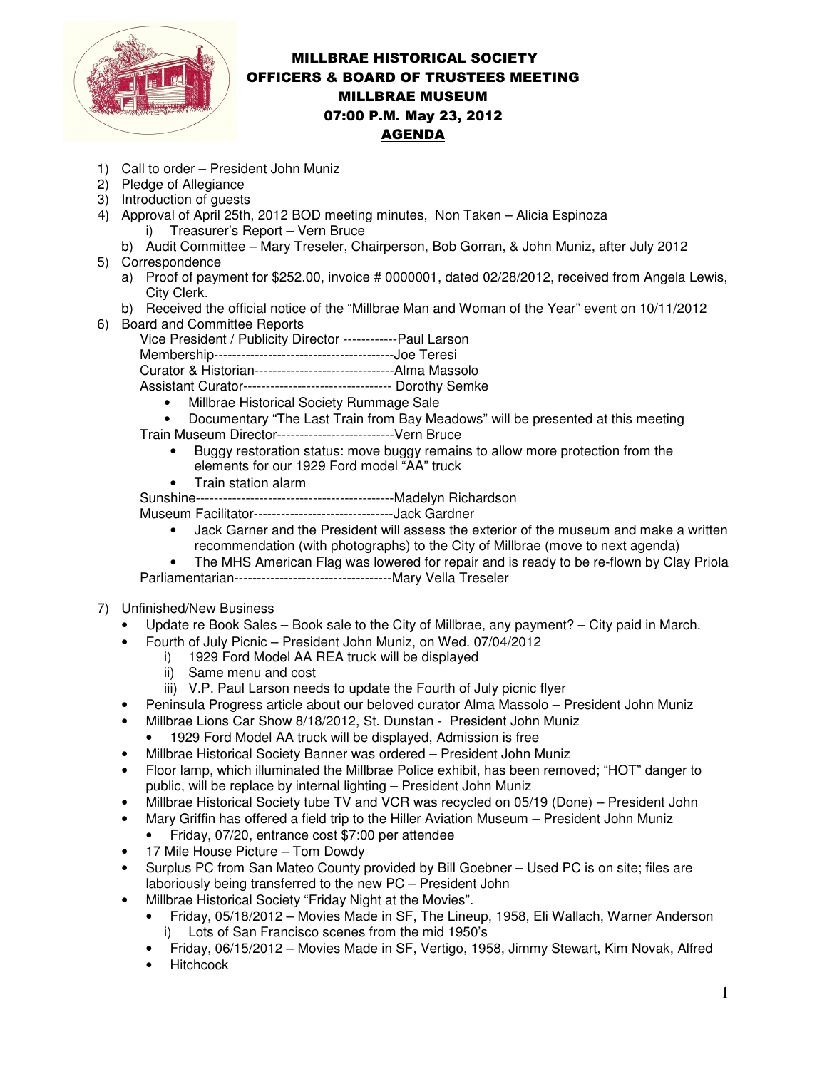# MILLBRAE HISTORICAL SOCIETY
## OFFICERS & BOARD OF TRUSTEES MEETING
## MILLBRAE MUSEUM
## 07:00 P.M. May 23, 2012
## AGENDA

1) Call to order – President John Muniz
2) Pledge of Allegiance
3) Introduction of guests
4) Approval of April 25th, 2012 BOD meeting minutes, Non Taken – Alicia Espinoza
   i) Treasurer's Report – Vern Bruce
   b) Audit Committee – Mary Treseler, Chairperson, Bob Gorran, & John Muniz, after July 2012
5) Correspondence
   a) Proof of payment for $252.00, invoice # 0000001, dated 02/28/2012, received from Angela Lewis, City Clerk.
   b) Received the official notice of the "Millbrae Man and Woman of the Year" event on 10/11/2012
6) Board and Committee Reports

   Vice President / Publicity Director ------------Paul Larson
   Membership----------------------------------------Joe Teresi
   Curator & Historian-------------------------------Alma Massolo
   Assistant Curator--------------------------------- Dorothy Semke
   - Millbrae Historical Society Rummage Sale
   - Documentary "The Last Train from Bay Meadows" will be presented at this meeting

   Train Museum Director--------------------------Vern Bruce
   - Buggy restoration status: move buggy remains to allow more protection from the elements for our 1929 Ford model "AA" truck
   - Train station alarm

   Sunshine--------------------------------------------Madelyn Richardson
   Museum Facilitator-------------------------------Jack Gardner
   - Jack Garner and the President will assess the exterior of the museum and make a written recommendation (with photographs) to the City of Millbrae (move to next agenda)
   - The MHS American Flag was lowered for repair and is ready to be re-flown by Clay Priola

   Parliamentarian-----------------------------------Mary Vella Treseler

7) Unfinished/New Business
   - Update re Book Sales – Book sale to the City of Millbrae, any payment? – City paid in March.
   - Fourth of July Picnic – President John Muniz, on Wed. 07/04/2012
     i) 1929 Ford Model AA REA truck will be displayed
     ii) Same menu and cost
     iii) V.P. Paul Larson needs to update the Fourth of July picnic flyer
   - Peninsula Progress article about our beloved curator Alma Massolo – President John Muniz
   - Millbrae Lions Car Show 8/18/2012, St. Dunstan - President John Muniz
     - 1929 Ford Model AA truck will be displayed, Admission is free
   - Millbrae Historical Society Banner was ordered – President John Muniz
   - Floor lamp, which illuminated the Millbrae Police exhibit, has been removed; "HOT" danger to public, will be replace by internal lighting – President John Muniz
   - Millbrae Historical Society tube TV and VCR was recycled on 05/19 (Done) – President John
   - Mary Griffin has offered a field trip to the Hiller Aviation Museum – President John Muniz
     - Friday, 07/20, entrance cost $7:00 per attendee
   - 17 Mile House Picture – Tom Dowdy
   - Surplus PC from San Mateo County provided by Bill Goebner – Used PC is on site; files are laboriously being transferred to the new PC – President John
   - Millbrae Historical Society "Friday Night at the Movies".
     - Friday, 05/18/2012 – Movies Made in SF, The Lineup, 1958, Eli Wallach, Warner Anderson
       i) Lots of San Francisco scenes from the mid 1950's
     - Friday, 06/15/2012 – Movies Made in SF, Vertigo, 1958, Jimmy Stewart, Kim Novak, Alfred
     - Hitchcock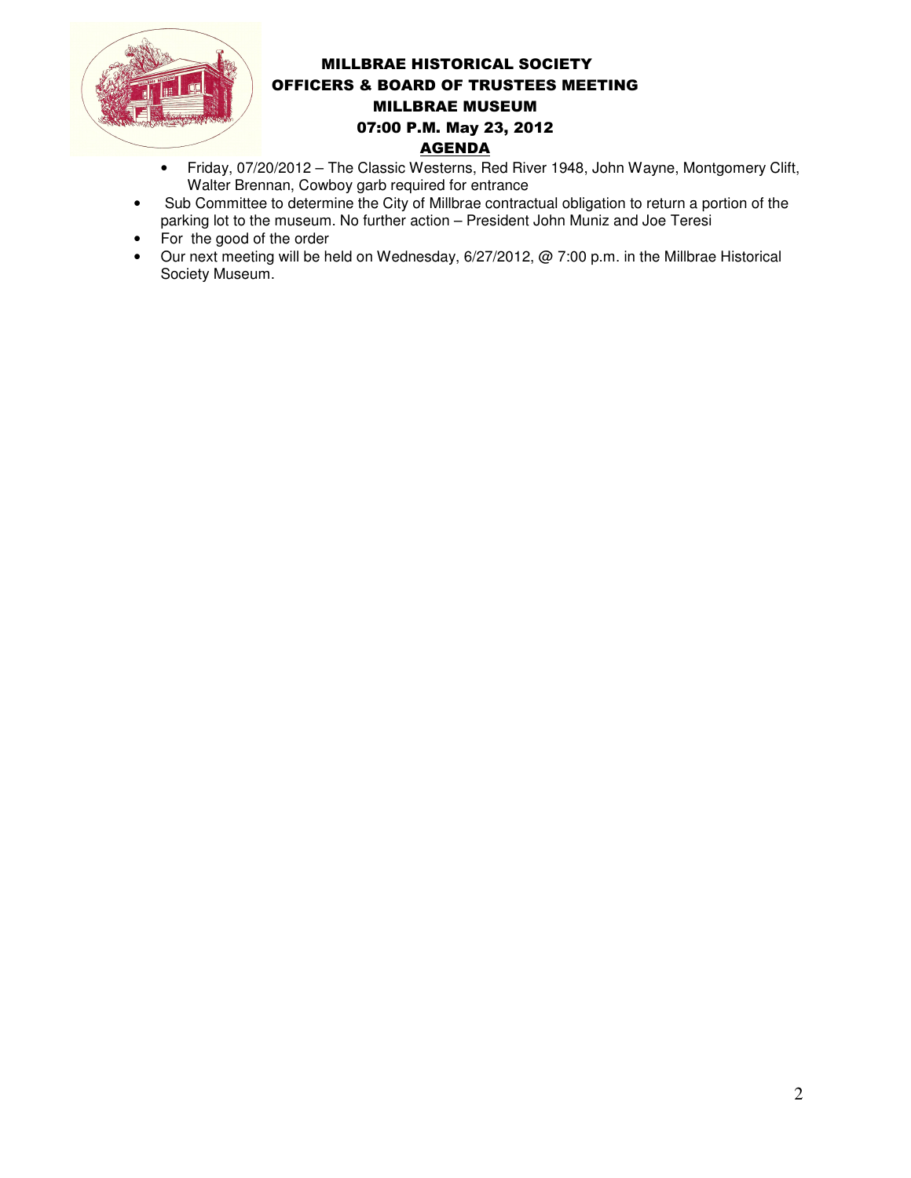# MILLBRAE HISTORICAL SOCIETY
## OFFICERS & BOARD OF TRUSTEES MEETING
## MILLBRAE MUSEUM
## 07:00 P.M. May 23, 2012
## AGENDA

  - Friday, 07/20/2012 – The Classic Westerns, Red River 1948, John Wayne, Montgomery Clift, Walter Brennan, Cowboy garb required for entrance
- Sub Committee to determine the City of Millbrae contractual obligation to return a portion of the parking lot to the museum. No further action – President John Muniz and Joe Teresi
- For the good of the order
- Our next meeting will be held on Wednesday, 6/27/2012, @ 7:00 p.m. in the Millbrae Historical Society Museum.